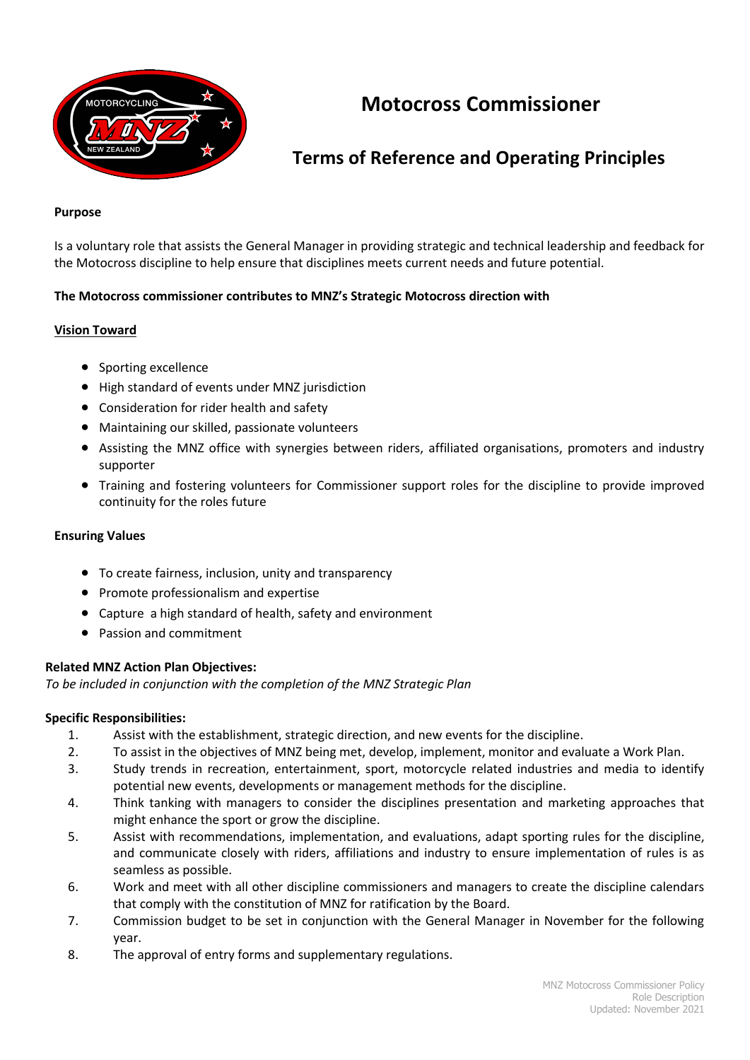# Motocross Commissioner

## Terms of Reference and Operating Principles

**Purpose**

Is a voluntary role that assists the General Manager in providing strategic and technical leadership and feedback for the Motocross discipline to help ensure that disciplines meets current needs and future potential.

**The Motocross commissioner contributes to MNZ's Strategic Motocross direction with**

**<u>Vision Toward</u>**

- Sporting excellence
- High standard of events under MNZ jurisdiction
- Consideration for rider health and safety
- Maintaining our skilled, passionate volunteers
- Assisting the MNZ office with synergies between riders, affiliated organisations, promoters and industry supporter
- Training and fostering volunteers for Commissioner support roles for the discipline to provide improved continuity for the roles future

**Ensuring Values**

- To create fairness, inclusion, unity and transparency
- Promote professionalism and expertise
- Capture a high standard of health, safety and environment
- Passion and commitment

**Related MNZ Action Plan Objectives:**
*To be included in conjunction with the completion of the MNZ Strategic Plan*

**Specific Responsibilities:**

1. Assist with the establishment, strategic direction, and new events for the discipline.
2. To assist in the objectives of MNZ being met, develop, implement, monitor and evaluate a Work Plan.
3. Study trends in recreation, entertainment, sport, motorcycle related industries and media to identify potential new events, developments or management methods for the discipline.
4. Think tanking with managers to consider the disciplines presentation and marketing approaches that might enhance the sport or grow the discipline.
5. Assist with recommendations, implementation, and evaluations, adapt sporting rules for the discipline, and communicate closely with riders, affiliations and industry to ensure implementation of rules is as seamless as possible.
6. Work and meet with all other discipline commissioners and managers to create the discipline calendars that comply with the constitution of MNZ for ratification by the Board.
7. Commission budget to be set in conjunction with the General Manager in November for the following year.
8. The approval of entry forms and supplementary regulations.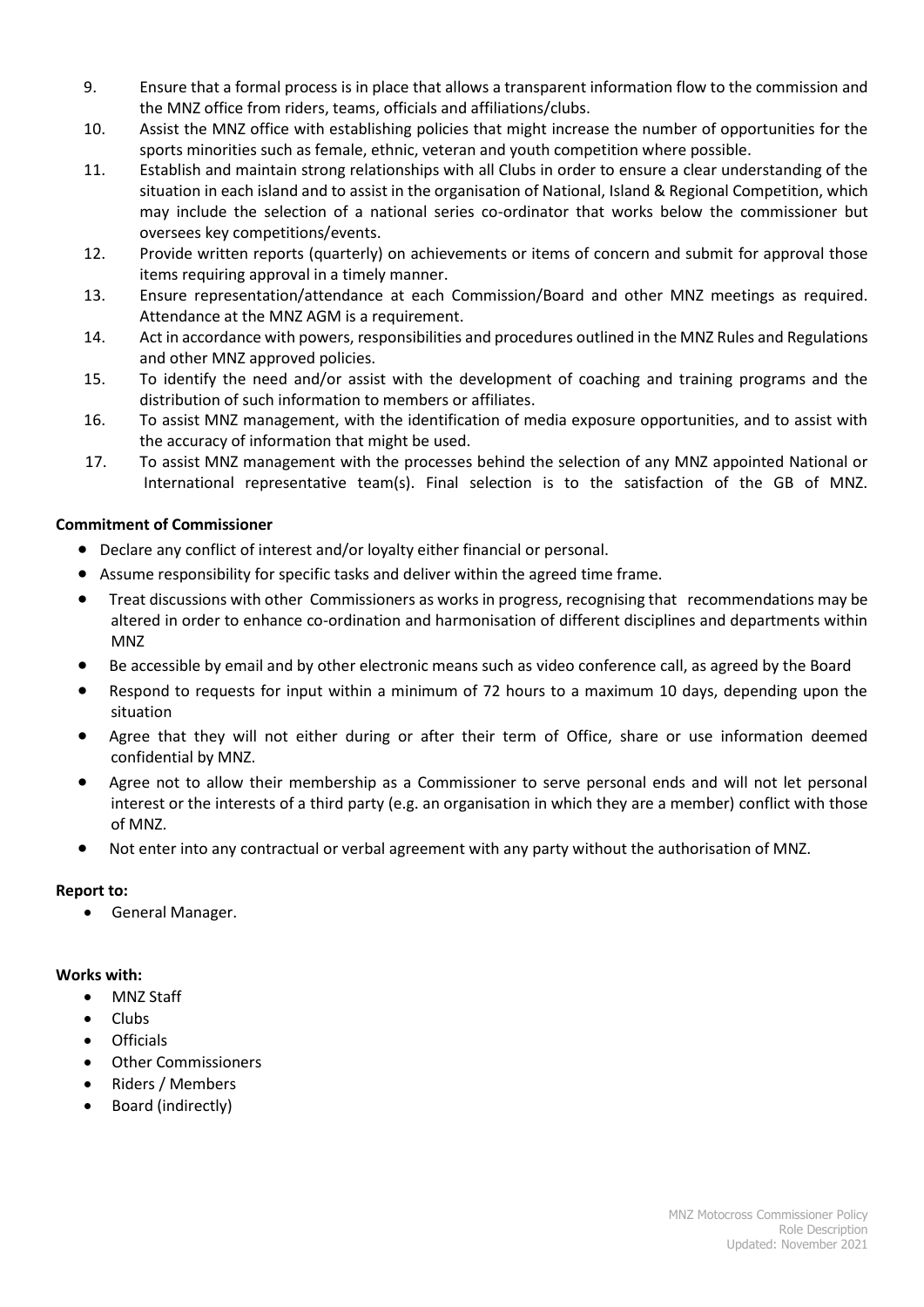9. Ensure that a formal process is in place that allows a transparent information flow to the commission and the MNZ office from riders, teams, officials and affiliations/clubs.
10. Assist the MNZ office with establishing policies that might increase the number of opportunities for the sports minorities such as female, ethnic, veteran and youth competition where possible.
11. Establish and maintain strong relationships with all Clubs in order to ensure a clear understanding of the situation in each island and to assist in the organisation of National, Island & Regional Competition, which may include the selection of a national series co-ordinator that works below the commissioner but oversees key competitions/events.
12. Provide written reports (quarterly) on achievements or items of concern and submit for approval those items requiring approval in a timely manner.
13. Ensure representation/attendance at each Commission/Board and other MNZ meetings as required. Attendance at the MNZ AGM is a requirement.
14. Act in accordance with powers, responsibilities and procedures outlined in the MNZ Rules and Regulations and other MNZ approved policies.
15. To identify the need and/or assist with the development of coaching and training programs and the distribution of such information to members or affiliates.
16. To assist MNZ management, with the identification of media exposure opportunities, and to assist with the accuracy of information that might be used.
17. To assist MNZ management with the processes behind the selection of any MNZ appointed National or International representative team(s). Final selection is to the satisfaction of the GB of MNZ.

**Commitment of Commissioner**

- Declare any conflict of interest and/or loyalty either financial or personal.
- Assume responsibility for specific tasks and deliver within the agreed time frame.
- Treat discussions with other Commissioners as works in progress, recognising that recommendations may be altered in order to enhance co-ordination and harmonisation of different disciplines and departments within MNZ
- Be accessible by email and by other electronic means such as video conference call, as agreed by the Board
- Respond to requests for input within a minimum of 72 hours to a maximum 10 days, depending upon the situation
- Agree that they will not either during or after their term of Office, share or use information deemed confidential by MNZ.
- Agree not to allow their membership as a Commissioner to serve personal ends and will not let personal interest or the interests of a third party (e.g. an organisation in which they are a member) conflict with those of MNZ.
- Not enter into any contractual or verbal agreement with any party without the authorisation of MNZ.

**Report to:**

- General Manager.

**Works with:**

- MNZ Staff
- Clubs
- Officials
- Other Commissioners
- Riders / Members
- Board (indirectly)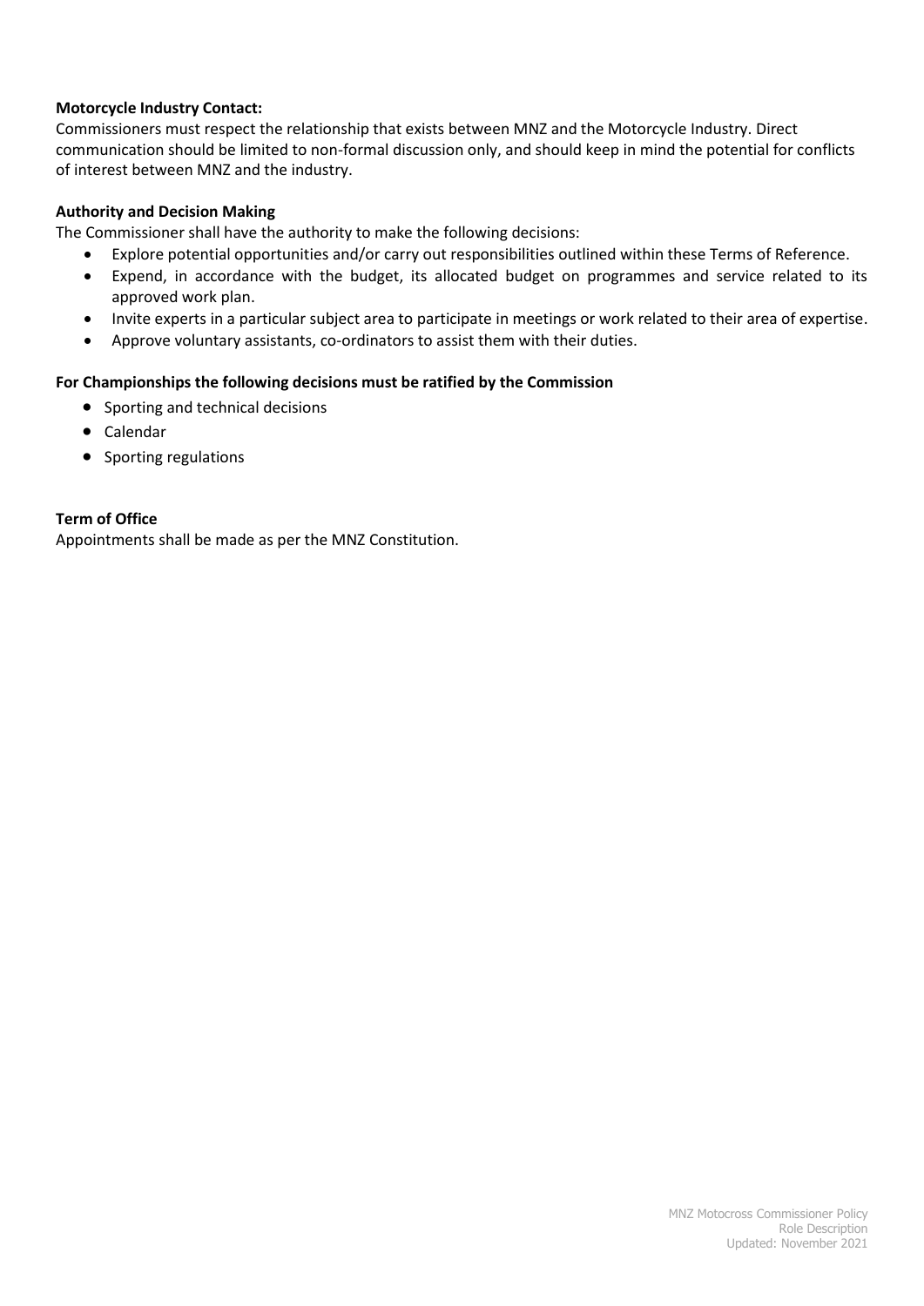**Motorcycle Industry Contact:**
Commissioners must respect the relationship that exists between MNZ and the Motorcycle Industry. Direct communication should be limited to non-formal discussion only, and should keep in mind the potential for conflicts of interest between MNZ and the industry.

**Authority and Decision Making**
The Commissioner shall have the authority to make the following decisions:

- Explore potential opportunities and/or carry out responsibilities outlined within these Terms of Reference.
- Expend, in accordance with the budget, its allocated budget on programmes and service related to its approved work plan.
- Invite experts in a particular subject area to participate in meetings or work related to their area of expertise.
- Approve voluntary assistants, co-ordinators to assist them with their duties.

**For Championships the following decisions must be ratified by the Commission**

- Sporting and technical decisions
- Calendar
- Sporting regulations

**Term of Office**
Appointments shall be made as per the MNZ Constitution.